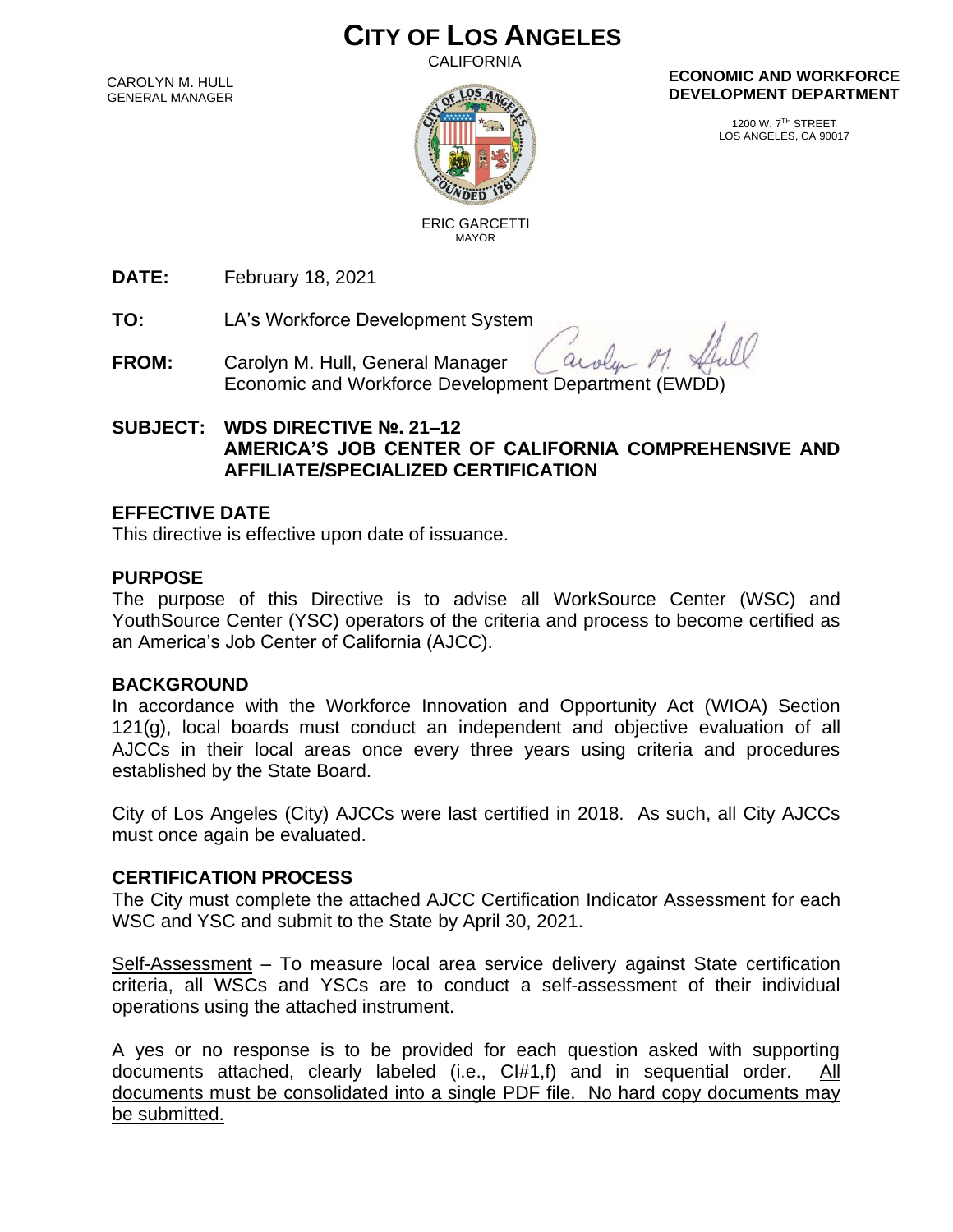# CITY OF LOS ANGELES

CALIFORNIA

CAROLYN M. HULL
GENERAL MANAGER

ERIC GARCETTI
MAYOR

**ECONOMIC AND WORKFORCE DEVELOPMENT DEPARTMENT**

1200 W. 7TH STREET
LOS ANGELES, CA 90017

**DATE:** February 18, 2021

**TO:** LA's Workforce Development System

**FROM:** Carolyn M. Hull, General Manager
Economic and Workforce Development Department (EWDD)

**SUBJECT: WDS DIRECTIVE №. 21–12**
**AMERICA'S JOB CENTER OF CALIFORNIA COMPREHENSIVE AND AFFILIATE/SPECIALIZED CERTIFICATION**

## EFFECTIVE DATE

This directive is effective upon date of issuance.

## PURPOSE

The purpose of this Directive is to advise all WorkSource Center (WSC) and YouthSource Center (YSC) operators of the criteria and process to become certified as an America's Job Center of California (AJCC).

## BACKGROUND

In accordance with the Workforce Innovation and Opportunity Act (WIOA) Section 121(g), local boards must conduct an independent and objective evaluation of all AJCCs in their local areas once every three years using criteria and procedures established by the State Board.

City of Los Angeles (City) AJCCs were last certified in 2018. As such, all City AJCCs must once again be evaluated.

## CERTIFICATION PROCESS

The City must complete the attached AJCC Certification Indicator Assessment for each WSC and YSC and submit to the State by April 30, 2021.

<u>Self-Assessment</u> – To measure local area service delivery against State certification criteria, all WSCs and YSCs are to conduct a self-assessment of their individual operations using the attached instrument.

A yes or no response is to be provided for each question asked with supporting documents attached, clearly labeled (i.e., CI#1,f) and in sequential order. <u>All documents must be consolidated into a single PDF file. No hard copy documents may be submitted.</u>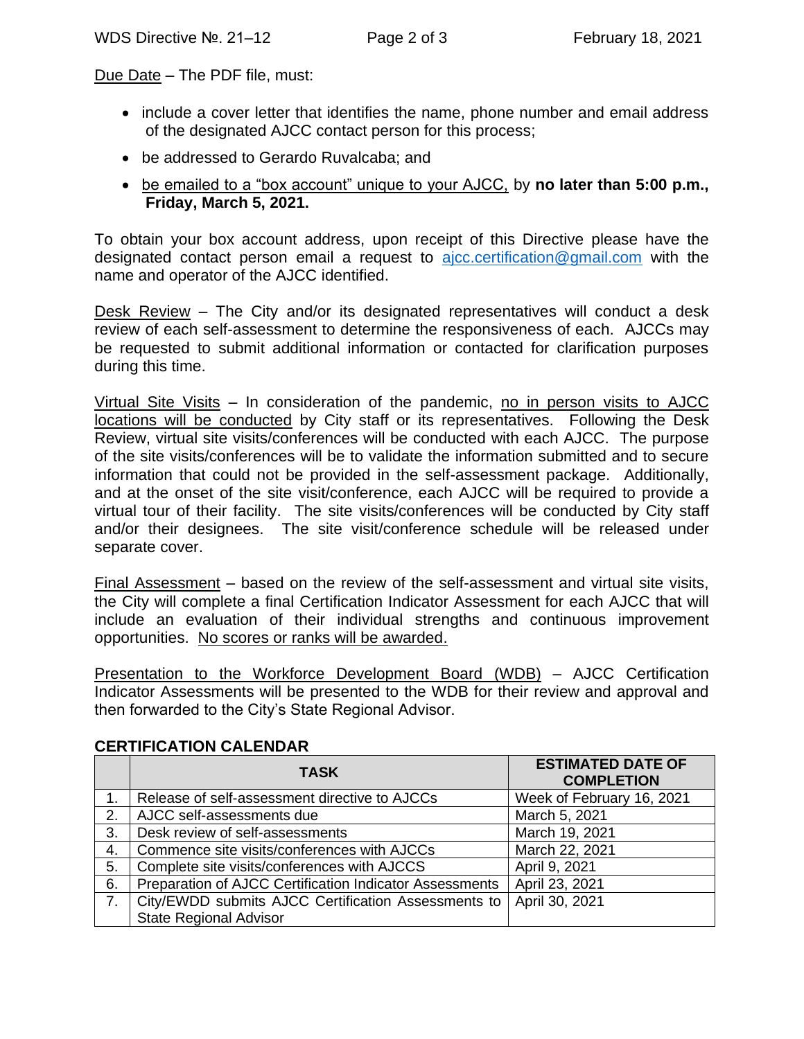Due Date – The PDF file, must:

- include a cover letter that identifies the name, phone number and email address of the designated AJCC contact person for this process;
- be addressed to Gerardo Ruvalcaba; and
- be emailed to a "box account" unique to your AJCC, by **no later than 5:00 p.m., Friday, March 5, 2021.**

To obtain your box account address, upon receipt of this Directive please have the designated contact person email a request to ajcc.certification@gmail.com with the name and operator of the AJCC identified.

Desk Review – The City and/or its designated representatives will conduct a desk review of each self-assessment to determine the responsiveness of each. AJCCs may be requested to submit additional information or contacted for clarification purposes during this time.

Virtual Site Visits – In consideration of the pandemic, no in person visits to AJCC locations will be conducted by City staff or its representatives. Following the Desk Review, virtual site visits/conferences will be conducted with each AJCC. The purpose of the site visits/conferences will be to validate the information submitted and to secure information that could not be provided in the self-assessment package. Additionally, and at the onset of the site visit/conference, each AJCC will be required to provide a virtual tour of their facility. The site visits/conferences will be conducted by City staff and/or their designees. The site visit/conference schedule will be released under separate cover.

Final Assessment – based on the review of the self-assessment and virtual site visits, the City will complete a final Certification Indicator Assessment for each AJCC that will include an evaluation of their individual strengths and continuous improvement opportunities. No scores or ranks will be awarded.

Presentation to the Workforce Development Board (WDB) – AJCC Certification Indicator Assessments will be presented to the WDB for their review and approval and then forwarded to the City's State Regional Advisor.

**CERTIFICATION CALENDAR**

| | TASK | ESTIMATED DATE OF COMPLETION |
|---|---|---|
| 1. | Release of self-assessment directive to AJCCs | Week of February 16, 2021 |
| 2. | AJCC self-assessments due | March 5, 2021 |
| 3. | Desk review of self-assessments | March 19, 2021 |
| 4. | Commence site visits/conferences with AJCCs | March 22, 2021 |
| 5. | Complete site visits/conferences with AJCCS | April 9, 2021 |
| 6. | Preparation of AJCC Certification Indicator Assessments | April 23, 2021 |
| 7. | City/EWDD submits AJCC Certification Assessments to State Regional Advisor | April 30, 2021 |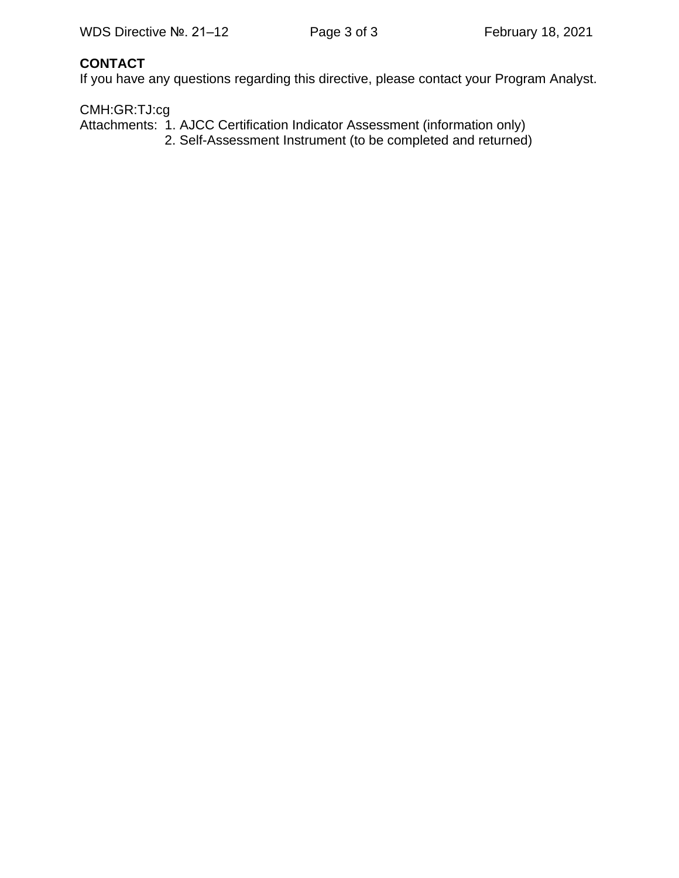**CONTACT**
If you have any questions regarding this directive, please contact your Program Analyst.

CMH:GR:TJ:cg
Attachments: 1. AJCC Certification Indicator Assessment (information only)
2. Self-Assessment Instrument (to be completed and returned)